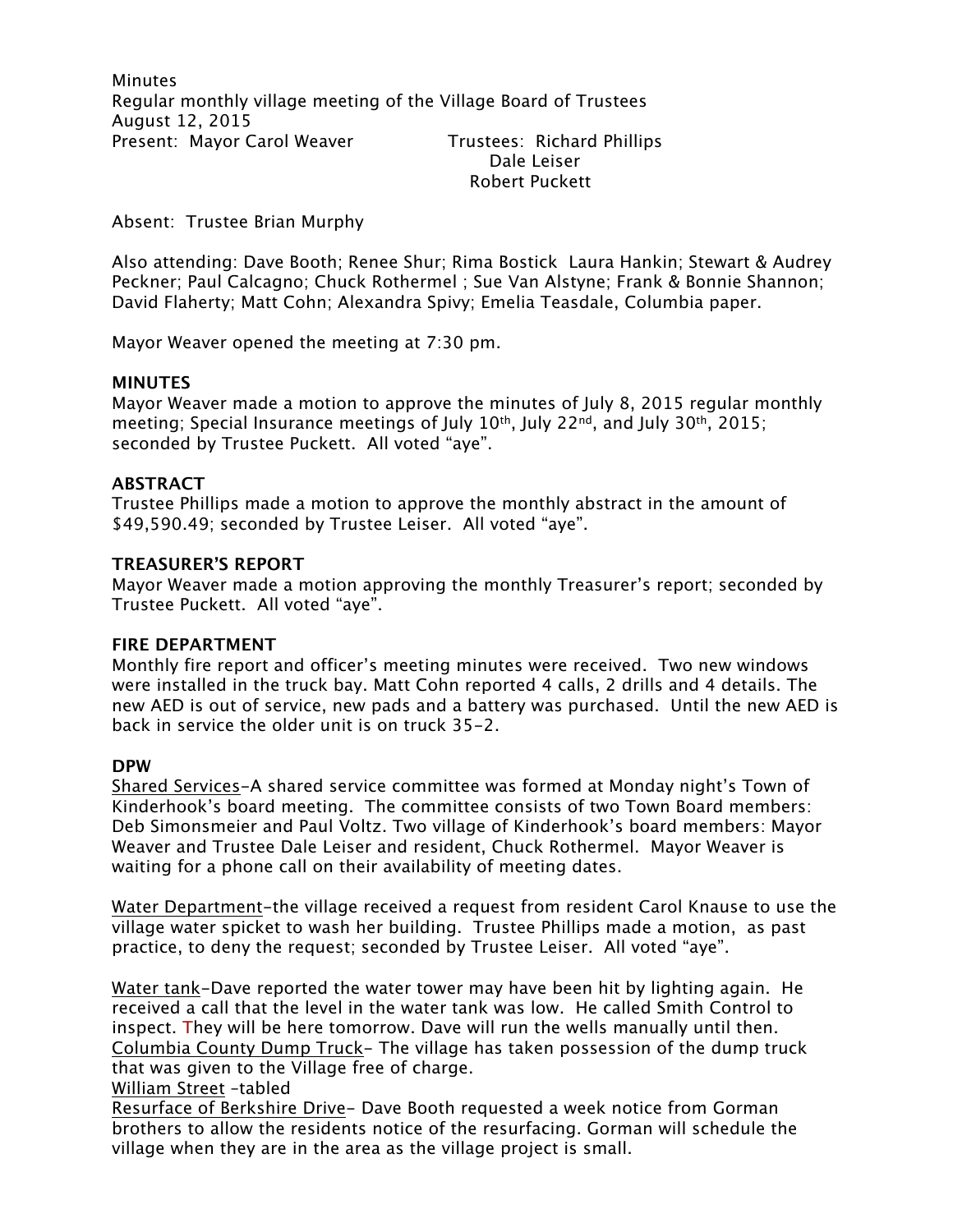Minutes
Regular monthly village meeting of the Village Board of Trustees
August 12, 2015

Present: Mayor Carol Weaver

Trustees: Richard Phillips
Dale Leiser
Robert Puckett

Absent: Trustee Brian Murphy

Also attending: Dave Booth; Renee Shur; Rima Bostick Laura Hankin; Stewart & Audrey Peckner; Paul Calcagno; Chuck Rothermel ; Sue Van Alstyne; Frank & Bonnie Shannon; David Flaherty; Matt Cohn; Alexandra Spivy; Emelia Teasdale, Columbia paper.

Mayor Weaver opened the meeting at 7:30 pm.

**MINUTES**

Mayor Weaver made a motion to approve the minutes of July 8, 2015 regular monthly meeting; Special Insurance meetings of July 10th, July 22nd, and July 30th, 2015; seconded by Trustee Puckett. All voted "aye".

**ABSTRACT**

Trustee Phillips made a motion to approve the monthly abstract in the amount of $49,590.49; seconded by Trustee Leiser. All voted "aye".

**TREASURER'S REPORT**

Mayor Weaver made a motion approving the monthly Treasurer's report; seconded by Trustee Puckett. All voted "aye".

**FIRE DEPARTMENT**

Monthly fire report and officer's meeting minutes were received. Two new windows were installed in the truck bay. Matt Cohn reported 4 calls, 2 drills and 4 details. The new AED is out of service, new pads and a battery was purchased. Until the new AED is back in service the older unit is on truck 35-2.

**DPW**

Shared Services-A shared service committee was formed at Monday night's Town of Kinderhook's board meeting. The committee consists of two Town Board members: Deb Simonsmeier and Paul Voltz. Two village of Kinderhook's board members: Mayor Weaver and Trustee Dale Leiser and resident, Chuck Rothermel. Mayor Weaver is waiting for a phone call on their availability of meeting dates.

Water Department-the village received a request from resident Carol Knause to use the village water spicket to wash her building. Trustee Phillips made a motion, as past practice, to deny the request; seconded by Trustee Leiser. All voted "aye".

Water tank-Dave reported the water tower may have been hit by lighting again. He received a call that the level in the water tank was low. He called Smith Control to inspect. They will be here tomorrow. Dave will run the wells manually until then.

Columbia County Dump Truck- The village has taken possession of the dump truck that was given to the Village free of charge.

William Street -tabled

Resurface of Berkshire Drive- Dave Booth requested a week notice from Gorman brothers to allow the residents notice of the resurfacing. Gorman will schedule the village when they are in the area as the village project is small.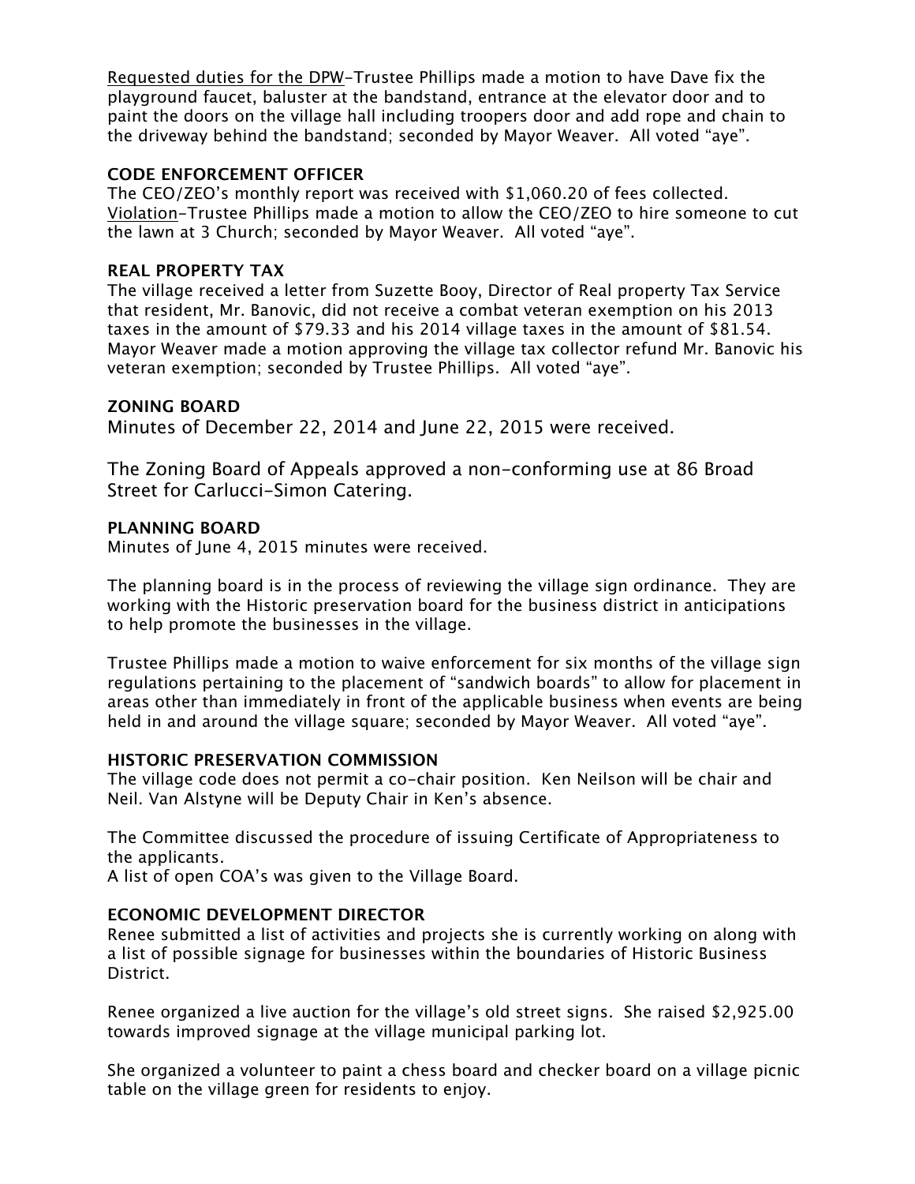Requested duties for the DPW-Trustee Phillips made a motion to have Dave fix the playground faucet, baluster at the bandstand, entrance at the elevator door and to paint the doors on the village hall including troopers door and add rope and chain to the driveway behind the bandstand; seconded by Mayor Weaver. All voted "aye".

**CODE ENFORCEMENT OFFICER**

The CEO/ZEO's monthly report was received with $1,060.20 of fees collected.
Violation-Trustee Phillips made a motion to allow the CEO/ZEO to hire someone to cut the lawn at 3 Church; seconded by Mayor Weaver. All voted "aye".

**REAL PROPERTY TAX**

The village received a letter from Suzette Booy, Director of Real property Tax Service that resident, Mr. Banovic, did not receive a combat veteran exemption on his 2013 taxes in the amount of $79.33 and his 2014 village taxes in the amount of $81.54. Mayor Weaver made a motion approving the village tax collector refund Mr. Banovic his veteran exemption; seconded by Trustee Phillips. All voted "aye".

**ZONING BOARD**

Minutes of December 22, 2014 and June 22, 2015 were received.

The Zoning Board of Appeals approved a non-conforming use at 86 Broad Street for Carlucci-Simon Catering.

**PLANNING BOARD**

Minutes of June 4, 2015 minutes were received.

The planning board is in the process of reviewing the village sign ordinance. They are working with the Historic preservation board for the business district in anticipations to help promote the businesses in the village.

Trustee Phillips made a motion to waive enforcement for six months of the village sign regulations pertaining to the placement of "sandwich boards" to allow for placement in areas other than immediately in front of the applicable business when events are being held in and around the village square; seconded by Mayor Weaver. All voted "aye".

**HISTORIC PRESERVATION COMMISSION**

The village code does not permit a co-chair position. Ken Neilson will be chair and Neil. Van Alstyne will be Deputy Chair in Ken's absence.

The Committee discussed the procedure of issuing Certificate of Appropriateness to the applicants.
A list of open COA's was given to the Village Board.

**ECONOMIC DEVELOPMENT DIRECTOR**

Renee submitted a list of activities and projects she is currently working on along with a list of possible signage for businesses within the boundaries of Historic Business District.

Renee organized a live auction for the village's old street signs. She raised $2,925.00 towards improved signage at the village municipal parking lot.

She organized a volunteer to paint a chess board and checker board on a village picnic table on the village green for residents to enjoy.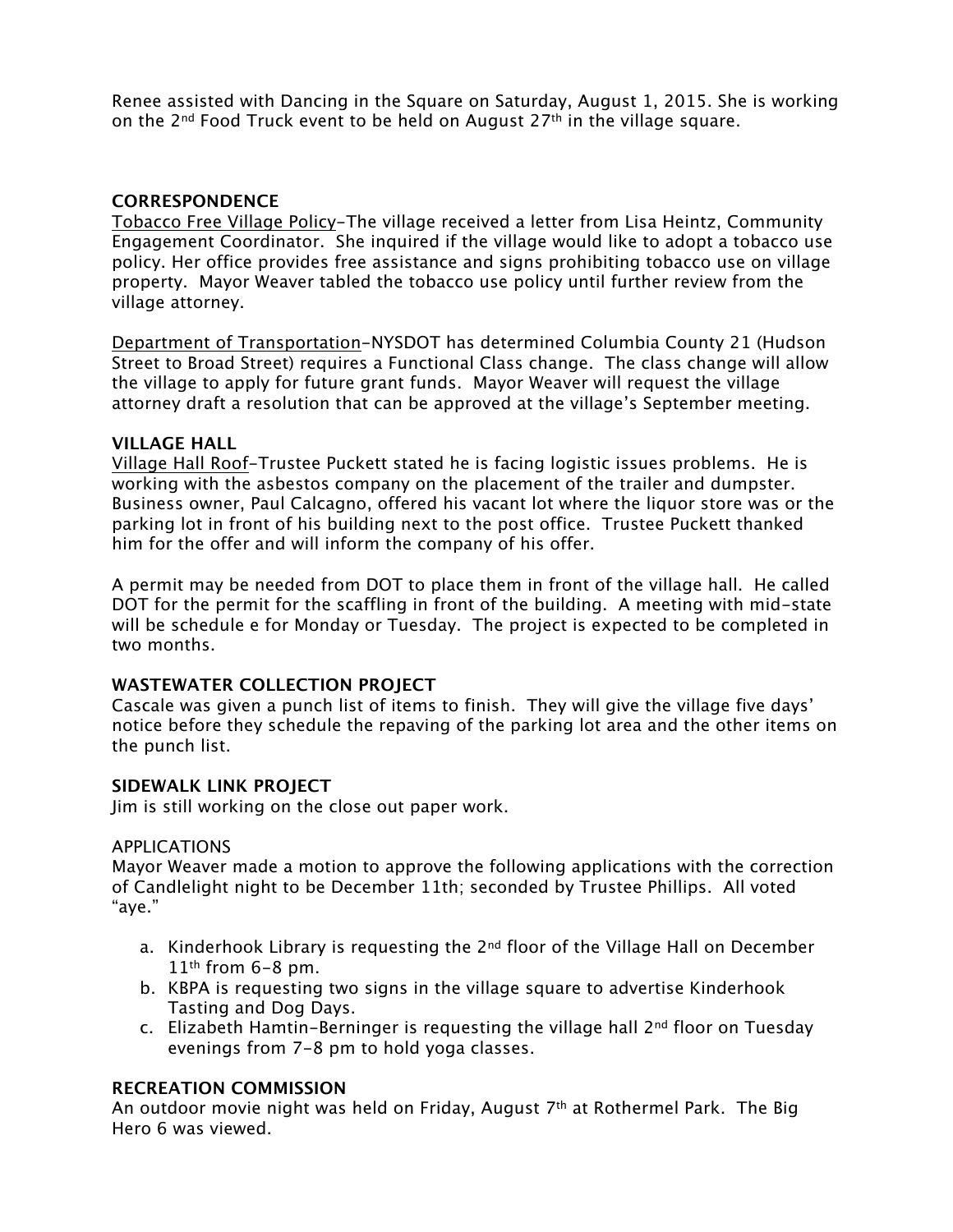Renee assisted with Dancing in the Square on Saturday, August 1, 2015. She is working on the 2nd Food Truck event to be held on August 27th in the village square.

## CORRESPONDENCE

Tobacco Free Village Policy–The village received a letter from Lisa Heintz, Community Engagement Coordinator. She inquired if the village would like to adopt a tobacco use policy. Her office provides free assistance and signs prohibiting tobacco use on village property. Mayor Weaver tabled the tobacco use policy until further review from the village attorney.

Department of Transportation–NYSDOT has determined Columbia County 21 (Hudson Street to Broad Street) requires a Functional Class change. The class change will allow the village to apply for future grant funds. Mayor Weaver will request the village attorney draft a resolution that can be approved at the village's September meeting.

## VILLAGE HALL

Village Hall Roof–Trustee Puckett stated he is facing logistic issues problems. He is working with the asbestos company on the placement of the trailer and dumpster. Business owner, Paul Calcagno, offered his vacant lot where the liquor store was or the parking lot in front of his building next to the post office. Trustee Puckett thanked him for the offer and will inform the company of his offer.

A permit may be needed from DOT to place them in front of the village hall. He called DOT for the permit for the scaffling in front of the building. A meeting with mid-state will be schedule e for Monday or Tuesday. The project is expected to be completed in two months.

## WASTEWATER COLLECTION PROJECT

Cascale was given a punch list of items to finish. They will give the village five days' notice before they schedule the repaving of the parking lot area and the other items on the punch list.

## SIDEWALK LINK PROJECT

Jim is still working on the close out paper work.

## APPLICATIONS

Mayor Weaver made a motion to approve the following applications with the correction of Candlelight night to be December 11th; seconded by Trustee Phillips. All voted "aye."

a. Kinderhook Library is requesting the 2nd floor of the Village Hall on December 11th from 6-8 pm.
b. KBPA is requesting two signs in the village square to advertise Kinderhook Tasting and Dog Days.
c. Elizabeth Hamtin-Berninger is requesting the village hall 2nd floor on Tuesday evenings from 7-8 pm to hold yoga classes.

## RECREATION COMMISSION

An outdoor movie night was held on Friday, August 7th at Rothermel Park. The Big Hero 6 was viewed.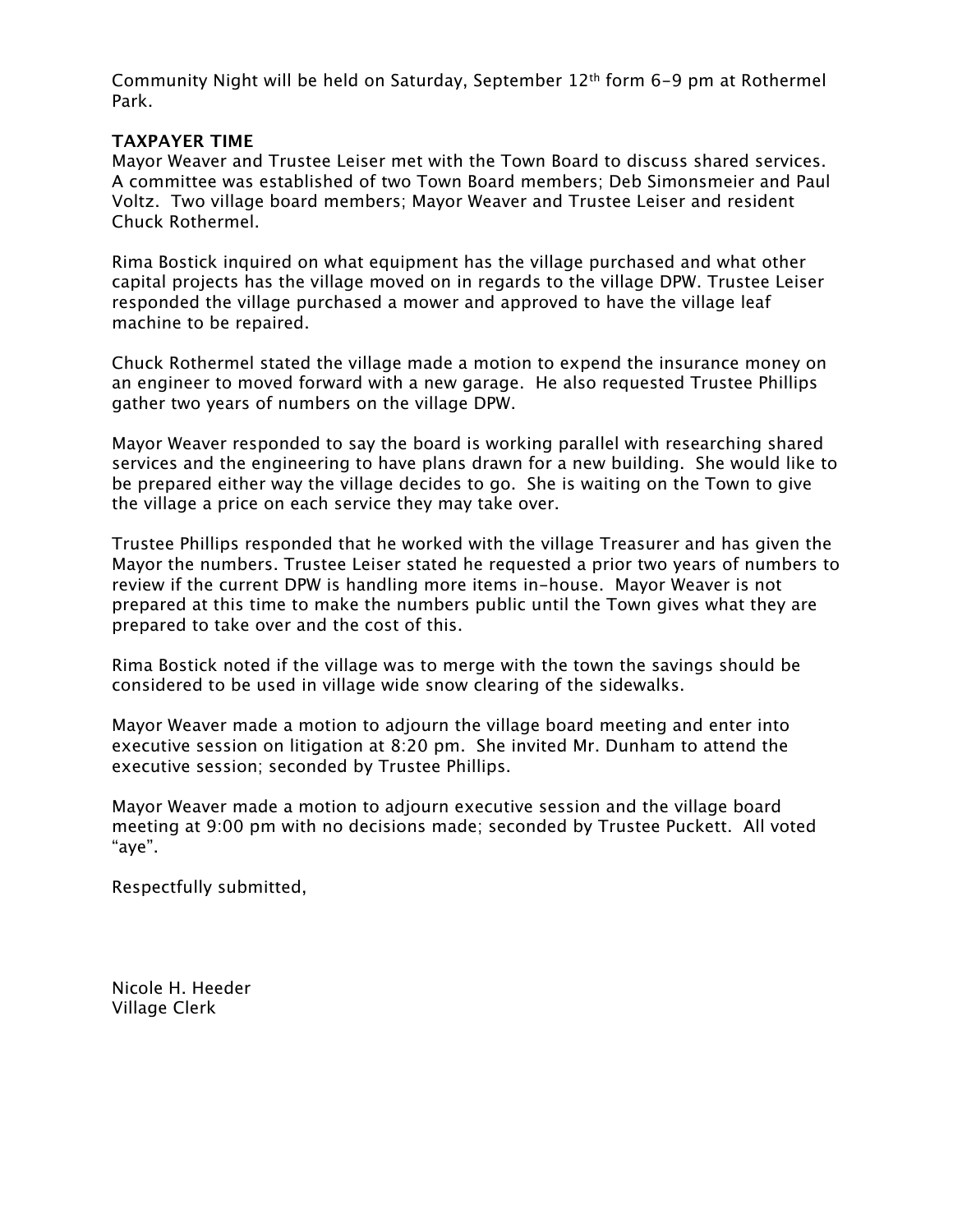Community Night will be held on Saturday, September 12th form 6-9 pm at Rothermel Park.

**TAXPAYER TIME**

Mayor Weaver and Trustee Leiser met with the Town Board to discuss shared services. A committee was established of two Town Board members; Deb Simonsmeier and Paul Voltz. Two village board members; Mayor Weaver and Trustee Leiser and resident Chuck Rothermel.

Rima Bostick inquired on what equipment has the village purchased and what other capital projects has the village moved on in regards to the village DPW. Trustee Leiser responded the village purchased a mower and approved to have the village leaf machine to be repaired.

Chuck Rothermel stated the village made a motion to expend the insurance money on an engineer to moved forward with a new garage. He also requested Trustee Phillips gather two years of numbers on the village DPW.

Mayor Weaver responded to say the board is working parallel with researching shared services and the engineering to have plans drawn for a new building. She would like to be prepared either way the village decides to go. She is waiting on the Town to give the village a price on each service they may take over.

Trustee Phillips responded that he worked with the village Treasurer and has given the Mayor the numbers. Trustee Leiser stated he requested a prior two years of numbers to review if the current DPW is handling more items in-house. Mayor Weaver is not prepared at this time to make the numbers public until the Town gives what they are prepared to take over and the cost of this.

Rima Bostick noted if the village was to merge with the town the savings should be considered to be used in village wide snow clearing of the sidewalks.

Mayor Weaver made a motion to adjourn the village board meeting and enter into executive session on litigation at 8:20 pm. She invited Mr. Dunham to attend the executive session; seconded by Trustee Phillips.

Mayor Weaver made a motion to adjourn executive session and the village board meeting at 9:00 pm with no decisions made; seconded by Trustee Puckett. All voted "aye".

Respectfully submitted,

Nicole H. Heeder
Village Clerk